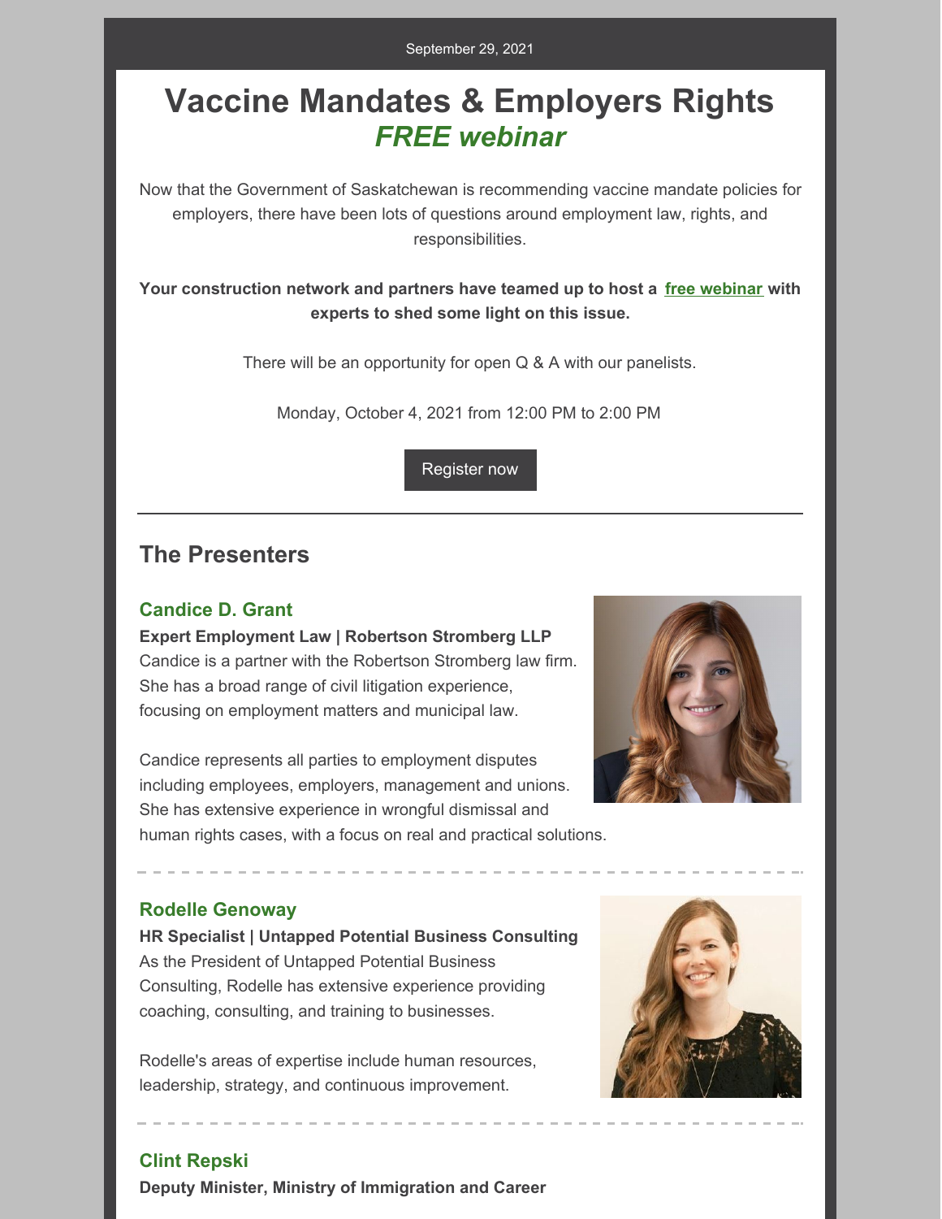September 29, 2021

# Vaccine Mandates & Employers Rights

## *FREE webinar*

Now that the Government of Saskatchewan is recommending vaccine mandate policies for employers, there have been lots of questions around employment law, rights, and responsibilities.

**Your construction network and partners have teamed up to host a free webinar with experts to shed some light on this issue.**

There will be an opportunity for open Q & A with our panelists.

Monday, October 4, 2021 from 12:00 PM to 2:00 PM

Register now

---

## The Presenters

### Candice D. Grant

**Expert Employment Law | Robertson Stromberg LLP**
Candice is a partner with the Robertson Stromberg law firm. She has a broad range of civil litigation experience, focusing on employment matters and municipal law.

Candice represents all parties to employment disputes including employees, employers, management and unions. She has extensive experience in wrongful dismissal and human rights cases, with a focus on real and practical solutions.

### Rodelle Genoway

**HR Specialist | Untapped Potential Business Consulting**
As the President of Untapped Potential Business Consulting, Rodelle has extensive experience providing coaching, consulting, and training to businesses.

Rodelle's areas of expertise include human resources, leadership, strategy, and continuous improvement.

### Clint Repski

**Deputy Minister, Ministry of Immigration and Career**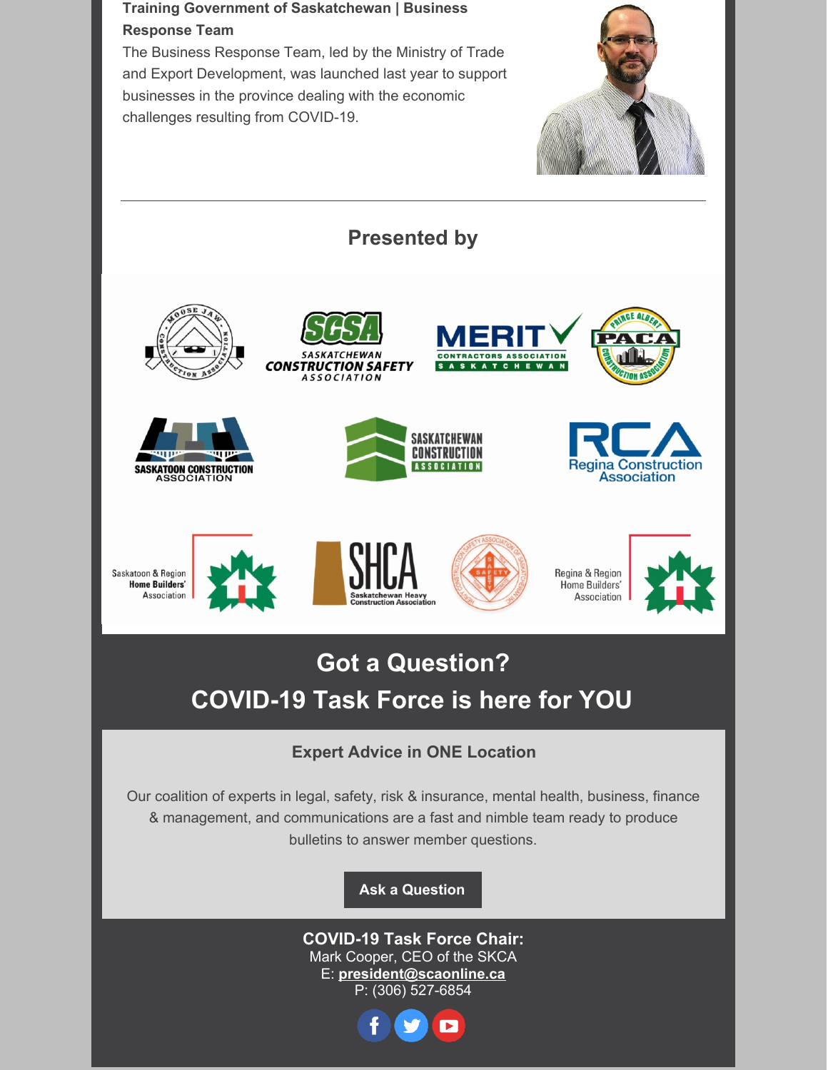**Training Government of Saskatchewan | Business Response Team**

The Business Response Team, led by the Ministry of Trade and Export Development, was launched last year to support businesses in the province dealing with the economic challenges resulting from COVID-19.

---

## Presented by

## Got a Question?
## COVID-19 Task Force is here for YOU

### Expert Advice in ONE Location

Our coalition of experts in legal, safety, risk & insurance, mental health, business, finance & management, and communications are a fast and nimble team ready to produce bulletins to answer member questions.

**Ask a Question**

**COVID-19 Task Force Chair:**
Mark Cooper, CEO of the SKCA
E: **president@scaonline.ca**
P: (306) 527-6854